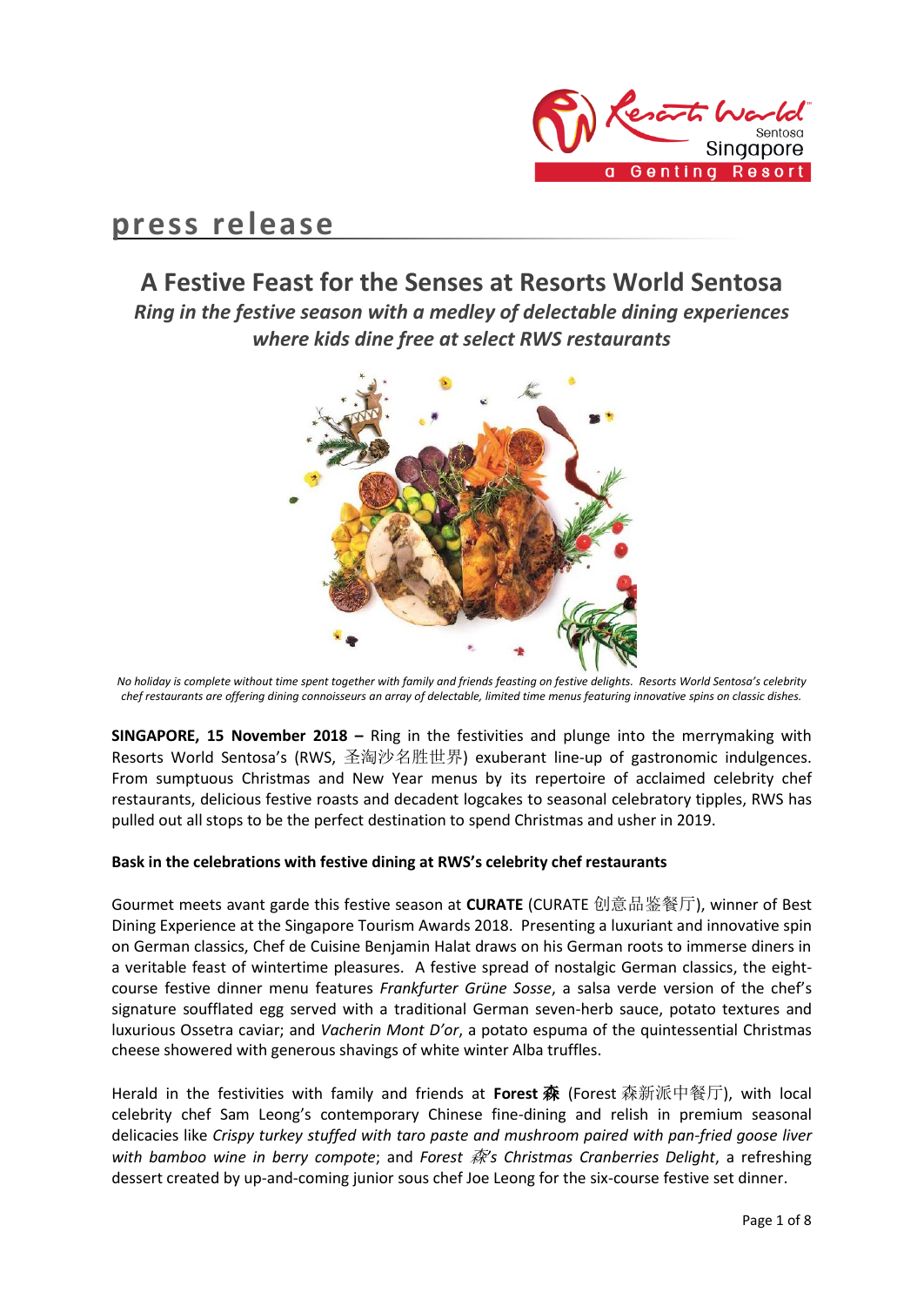# press release

## A Festive Feast for the Senses at Resorts World Sentosa

*Ring in the festive season with a medley of delectable dining experiences where kids dine free at select RWS restaurants*

*No holiday is complete without time spent together with family and friends feasting on festive delights. Resorts World Sentosa's celebrity chef restaurants are offering dining connoisseurs an array of delectable, limited time menus featuring innovative spins on classic dishes.*

**SINGAPORE, 15 November 2018 –** Ring in the festivities and plunge into the merrymaking with Resorts World Sentosa's (RWS, 圣淘沙名胜世界) exuberant line-up of gastronomic indulgences. From sumptuous Christmas and New Year menus by its repertoire of acclaimed celebrity chef restaurants, delicious festive roasts and decadent logcakes to seasonal celebratory tipples, RWS has pulled out all stops to be the perfect destination to spend Christmas and usher in 2019.

**Bask in the celebrations with festive dining at RWS's celebrity chef restaurants**

Gourmet meets avant garde this festive season at **CURATE** (CURATE 创意品鉴餐厅), winner of Best Dining Experience at the Singapore Tourism Awards 2018. Presenting a luxuriant and innovative spin on German classics, Chef de Cuisine Benjamin Halat draws on his German roots to immerse diners in a veritable feast of wintertime pleasures. A festive spread of nostalgic German classics, the eight-course festive dinner menu features *Frankfurter Grüne Sosse*, a salsa verde version of the chef's signature soufflated egg served with a traditional German seven-herb sauce, potato textures and luxurious Ossetra caviar; and *Vacherin Mont D'or*, a potato espuma of the quintessential Christmas cheese showered with generous shavings of white winter Alba truffles.

Herald in the festivities with family and friends at **Forest 森** (Forest 森新派中餐厅), with local celebrity chef Sam Leong's contemporary Chinese fine-dining and relish in premium seasonal delicacies like *Crispy turkey stuffed with taro paste and mushroom paired with pan-fried goose liver with bamboo wine in berry compote*; and *Forest 森's Christmas Cranberries Delight*, a refreshing dessert created by up-and-coming junior sous chef Joe Leong for the six-course festive set dinner.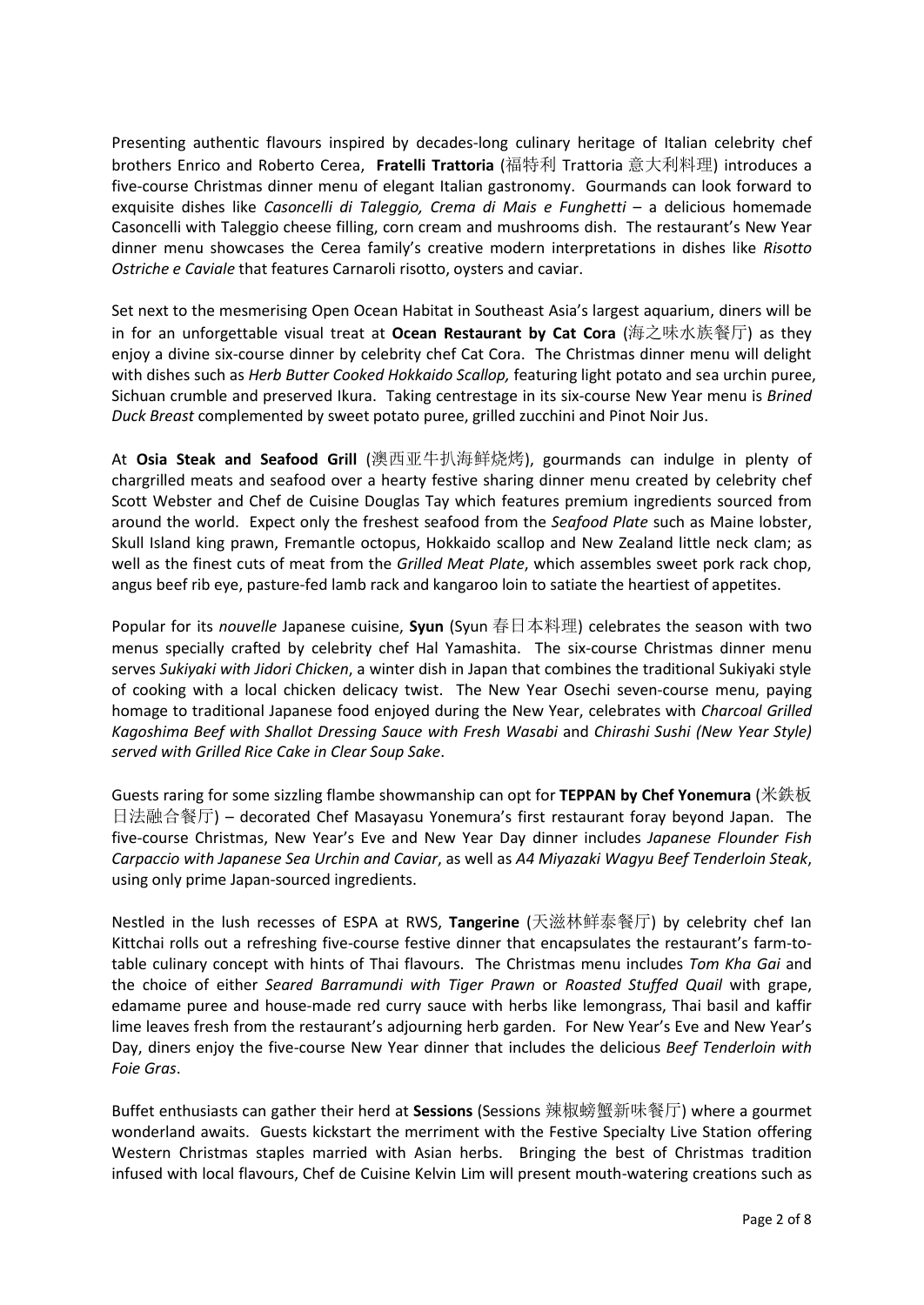Presenting authentic flavours inspired by decades-long culinary heritage of Italian celebrity chef brothers Enrico and Roberto Cerea, **Fratelli Trattoria** (福特利 Trattoria 意大利料理) introduces a five-course Christmas dinner menu of elegant Italian gastronomy. Gourmands can look forward to exquisite dishes like *Casoncelli di Taleggio, Crema di Mais e Funghetti* – a delicious homemade Casoncelli with Taleggio cheese filling, corn cream and mushrooms dish. The restaurant's New Year dinner menu showcases the Cerea family's creative modern interpretations in dishes like *Risotto Ostriche e Caviale* that features Carnaroli risotto, oysters and caviar.

Set next to the mesmerising Open Ocean Habitat in Southeast Asia's largest aquarium, diners will be in for an unforgettable visual treat at **Ocean Restaurant by Cat Cora** (海之味水族餐厅) as they enjoy a divine six-course dinner by celebrity chef Cat Cora. The Christmas dinner menu will delight with dishes such as *Herb Butter Cooked Hokkaido Scallop,* featuring light potato and sea urchin puree, Sichuan crumble and preserved Ikura. Taking centrestage in its six-course New Year menu is *Brined Duck Breast* complemented by sweet potato puree, grilled zucchini and Pinot Noir Jus.

At **Osia Steak and Seafood Grill** (澳西亚牛扒海鲜烧烤), gourmands can indulge in plenty of chargrilled meats and seafood over a hearty festive sharing dinner menu created by celebrity chef Scott Webster and Chef de Cuisine Douglas Tay which features premium ingredients sourced from around the world. Expect only the freshest seafood from the *Seafood Plate* such as Maine lobster, Skull Island king prawn, Fremantle octopus, Hokkaido scallop and New Zealand little neck clam; as well as the finest cuts of meat from the *Grilled Meat Plate*, which assembles sweet pork rack chop, angus beef rib eye, pasture-fed lamb rack and kangaroo loin to satiate the heartiest of appetites.

Popular for its *nouvelle* Japanese cuisine, **Syun** (Syun 春日本料理) celebrates the season with two menus specially crafted by celebrity chef Hal Yamashita. The six-course Christmas dinner menu serves *Sukiyaki with Jidori Chicken*, a winter dish in Japan that combines the traditional Sukiyaki style of cooking with a local chicken delicacy twist. The New Year Osechi seven-course menu, paying homage to traditional Japanese food enjoyed during the New Year, celebrates with *Charcoal Grilled Kagoshima Beef with Shallot Dressing Sauce with Fresh Wasabi* and *Chirashi Sushi (New Year Style) served with Grilled Rice Cake in Clear Soup Sake*.

Guests raring for some sizzling flambe showmanship can opt for **TEPPAN by Chef Yonemura** (米鉄板日法融合餐厅) – decorated Chef Masayasu Yonemura's first restaurant foray beyond Japan. The five-course Christmas, New Year's Eve and New Year Day dinner includes *Japanese Flounder Fish Carpaccio with Japanese Sea Urchin and Caviar*, as well as *A4 Miyazaki Wagyu Beef Tenderloin Steak*, using only prime Japan-sourced ingredients.

Nestled in the lush recesses of ESPA at RWS, **Tangerine** (天滋林鲜泰餐厅) by celebrity chef Ian Kittchai rolls out a refreshing five-course festive dinner that encapsulates the restaurant's farm-to-table culinary concept with hints of Thai flavours. The Christmas menu includes *Tom Kha Gai* and the choice of either *Seared Barramundi with Tiger Prawn* or *Roasted Stuffed Quail* with grape, edamame puree and house-made red curry sauce with herbs like lemongrass, Thai basil and kaffir lime leaves fresh from the restaurant's adjourning herb garden. For New Year's Eve and New Year's Day, diners enjoy the five-course New Year dinner that includes the delicious *Beef Tenderloin with Foie Gras*.

Buffet enthusiasts can gather their herd at **Sessions** (Sessions 辣椒螃蟹新味餐厅) where a gourmet wonderland awaits. Guests kickstart the merriment with the Festive Specialty Live Station offering Western Christmas staples married with Asian herbs. Bringing the best of Christmas tradition infused with local flavours, Chef de Cuisine Kelvin Lim will present mouth-watering creations such as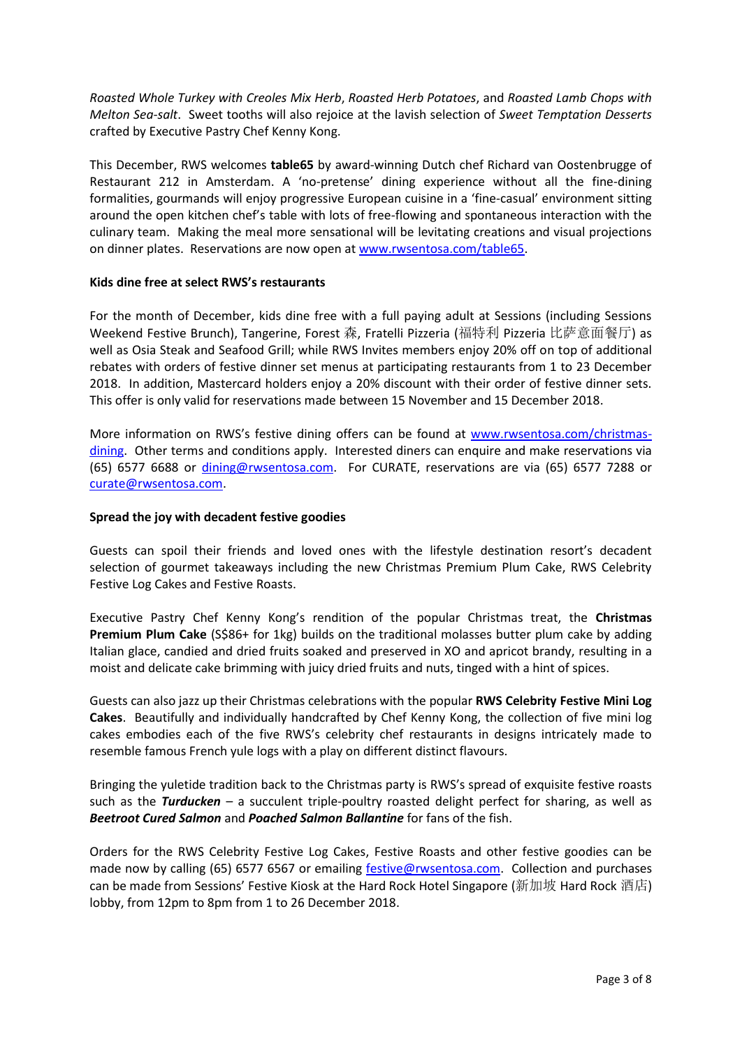*Roasted Whole Turkey with Creoles Mix Herb*, *Roasted Herb Potatoes*, and *Roasted Lamb Chops with Melton Sea-salt*. Sweet tooths will also rejoice at the lavish selection of *Sweet Temptation Desserts* crafted by Executive Pastry Chef Kenny Kong.

This December, RWS welcomes **table65** by award-winning Dutch chef Richard van Oostenbrugge of Restaurant 212 in Amsterdam. A 'no-pretense' dining experience without all the fine-dining formalities, gourmands will enjoy progressive European cuisine in a 'fine-casual' environment sitting around the open kitchen chef's table with lots of free-flowing and spontaneous interaction with the culinary team. Making the meal more sensational will be levitating creations and visual projections on dinner plates. Reservations are now open at [www.rwsentosa.com/table65](www.rwsentosa.com/table65).

**Kids dine free at select RWS's restaurants**

For the month of December, kids dine free with a full paying adult at Sessions (including Sessions Weekend Festive Brunch), Tangerine, Forest 森, Fratelli Pizzeria (福特利 Pizzeria 比萨意面餐厅) as well as Osia Steak and Seafood Grill; while RWS Invites members enjoy 20% off on top of additional rebates with orders of festive dinner set menus at participating restaurants from 1 to 23 December 2018. In addition, Mastercard holders enjoy a 20% discount with their order of festive dinner sets. This offer is only valid for reservations made between 15 November and 15 December 2018.

More information on RWS's festive dining offers can be found at [www.rwsentosa.com/christmas-dining](www.rwsentosa.com/christmas-dining). Other terms and conditions apply. Interested diners can enquire and make reservations via (65) 6577 6688 or [dining@rwsentosa.com](mailto:dining@rwsentosa.com). For CURATE, reservations are via (65) 6577 7288 or [curate@rwsentosa.com](mailto:curate@rwsentosa.com).

**Spread the joy with decadent festive goodies**

Guests can spoil their friends and loved ones with the lifestyle destination resort's decadent selection of gourmet takeaways including the new Christmas Premium Plum Cake, RWS Celebrity Festive Log Cakes and Festive Roasts.

Executive Pastry Chef Kenny Kong's rendition of the popular Christmas treat, the **Christmas Premium Plum Cake** (S$86+ for 1kg) builds on the traditional molasses butter plum cake by adding Italian glace, candied and dried fruits soaked and preserved in XO and apricot brandy, resulting in a moist and delicate cake brimming with juicy dried fruits and nuts, tinged with a hint of spices.

Guests can also jazz up their Christmas celebrations with the popular **RWS Celebrity Festive Mini Log Cakes**. Beautifully and individually handcrafted by Chef Kenny Kong, the collection of five mini log cakes embodies each of the five RWS's celebrity chef restaurants in designs intricately made to resemble famous French yule logs with a play on different distinct flavours.

Bringing the yuletide tradition back to the Christmas party is RWS's spread of exquisite festive roasts such as the ***Turducken*** – a succulent triple-poultry roasted delight perfect for sharing, as well as ***Beetroot Cured Salmon*** and ***Poached Salmon Ballantine*** for fans of the fish.

Orders for the RWS Celebrity Festive Log Cakes, Festive Roasts and other festive goodies can be made now by calling (65) 6577 6567 or emailing [festive@rwsentosa.com](mailto:festive@rwsentosa.com). Collection and purchases can be made from Sessions' Festive Kiosk at the Hard Rock Hotel Singapore (新加坡 Hard Rock 酒店) lobby, from 12pm to 8pm from 1 to 26 December 2018.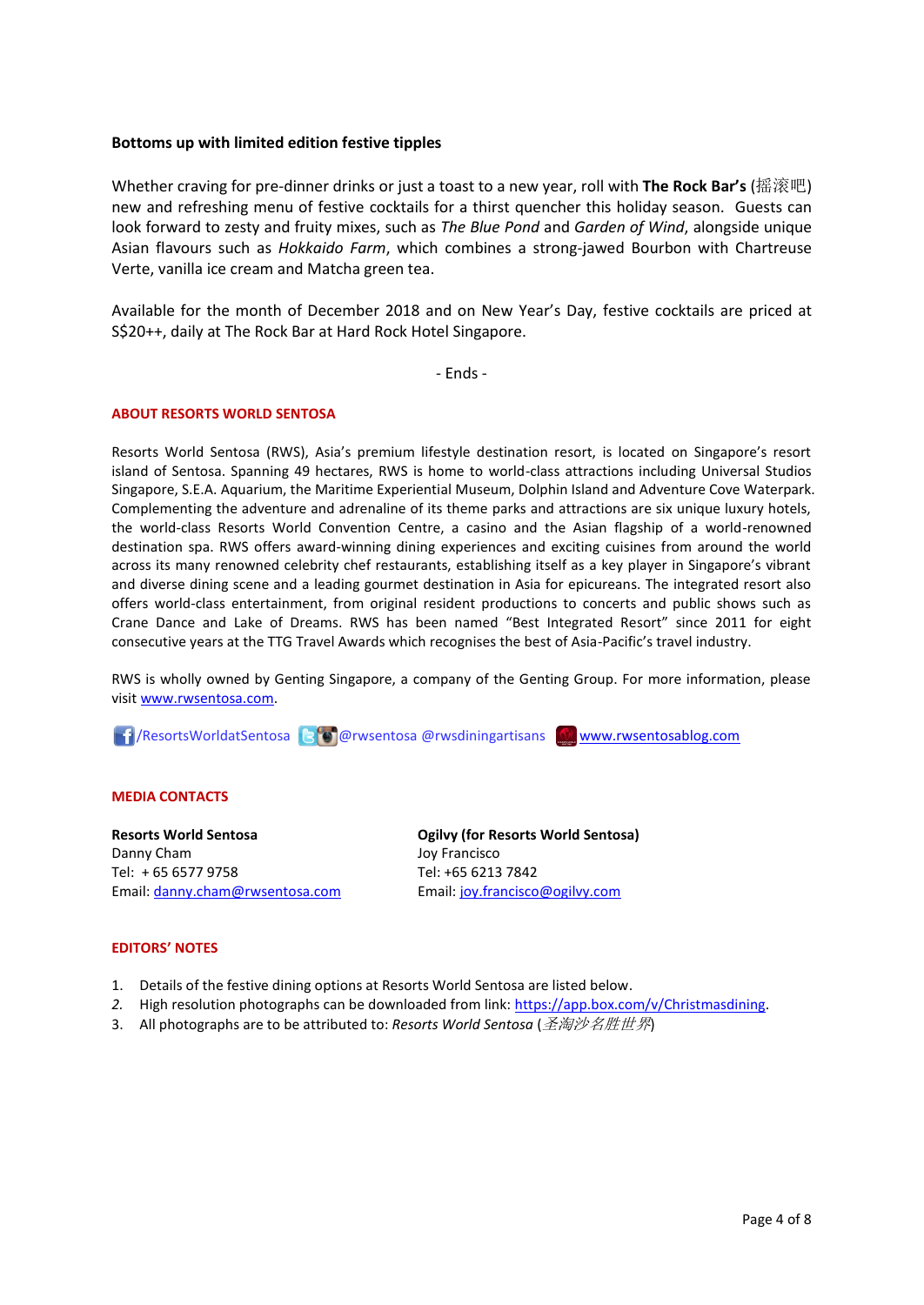**Bottoms up with limited edition festive tipples**

Whether craving for pre-dinner drinks or just a toast to a new year, roll with **The Rock Bar's** (摇滚吧) new and refreshing menu of festive cocktails for a thirst quencher this holiday season. Guests can look forward to zesty and fruity mixes, such as *The Blue Pond* and *Garden of Wind*, alongside unique Asian flavours such as *Hokkaido Farm*, which combines a strong-jawed Bourbon with Chartreuse Verte, vanilla ice cream and Matcha green tea.

Available for the month of December 2018 and on New Year's Day, festive cocktails are priced at S$20++, daily at The Rock Bar at Hard Rock Hotel Singapore.

- Ends -

**ABOUT RESORTS WORLD SENTOSA**

Resorts World Sentosa (RWS), Asia's premium lifestyle destination resort, is located on Singapore's resort island of Sentosa. Spanning 49 hectares, RWS is home to world-class attractions including Universal Studios Singapore, S.E.A. Aquarium, the Maritime Experiential Museum, Dolphin Island and Adventure Cove Waterpark. Complementing the adventure and adrenaline of its theme parks and attractions are six unique luxury hotels, the world-class Resorts World Convention Centre, a casino and the Asian flagship of a world-renowned destination spa. RWS offers award-winning dining experiences and exciting cuisines from around the world across its many renowned celebrity chef restaurants, establishing itself as a key player in Singapore's vibrant and diverse dining scene and a leading gourmet destination in Asia for epicureans. The integrated resort also offers world-class entertainment, from original resident productions to concerts and public shows such as Crane Dance and Lake of Dreams. RWS has been named "Best Integrated Resort" since 2011 for eight consecutive years at the TTG Travel Awards which recognises the best of Asia-Pacific's travel industry.

RWS is wholly owned by Genting Singapore, a company of the Genting Group. For more information, please visit www.rwsentosa.com.

/ResortsWorldatSentosa @rwsentosa @rwsdiningartisans www.rwsentosablog.com

**MEDIA CONTACTS**

**Resorts World Sentosa**
Danny Cham
Tel: + 65 6577 9758
Email: danny.cham@rwsentosa.com

**Ogilvy (for Resorts World Sentosa)**
Joy Francisco
Tel: +65 6213 7842
Email: joy.francisco@ogilvy.com

**EDITORS' NOTES**

1. Details of the festive dining options at Resorts World Sentosa are listed below.
2. High resolution photographs can be downloaded from link: https://app.box.com/v/Christmasdining.
3. All photographs are to be attributed to: *Resorts World Sentosa* (*圣淘沙名胜世界*)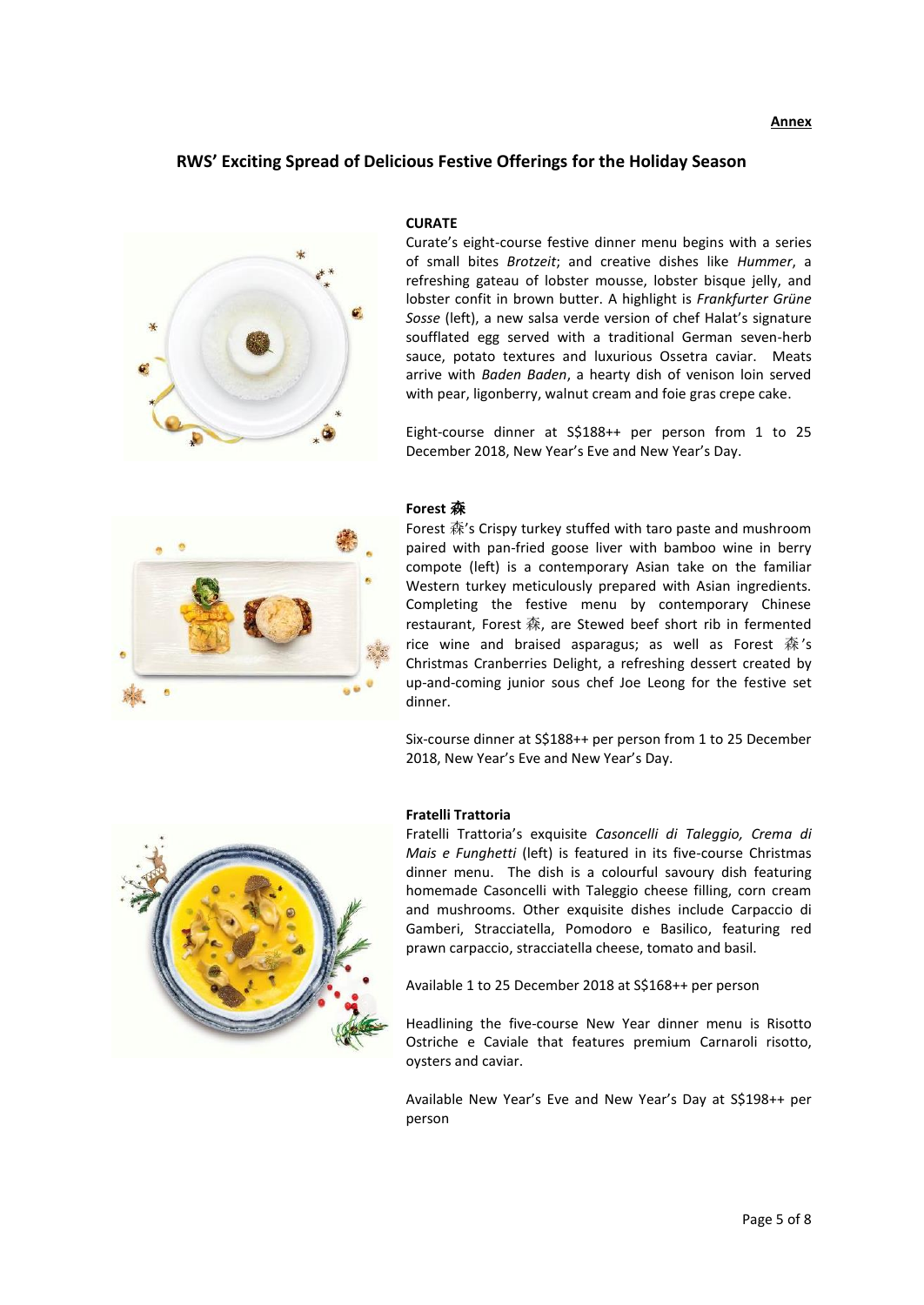**Annex**

## RWS' Exciting Spread of Delicious Festive Offerings for the Holiday Season

### CURATE

Curate's eight-course festive dinner menu begins with a series of small bites *Brotzeit*; and creative dishes like *Hummer*, a refreshing gateau of lobster mousse, lobster bisque jelly, and lobster confit in brown butter. A highlight is *Frankfurter Grüne Sosse* (left), a new salsa verde version of chef Halat's signature soufflated egg served with a traditional German seven-herb sauce, potato textures and luxurious Ossetra caviar. Meats arrive with *Baden Baden*, a hearty dish of venison loin served with pear, ligonberry, walnut cream and foie gras crepe cake.

Eight-course dinner at S$188++ per person from 1 to 25 December 2018, New Year's Eve and New Year's Day.

### Forest 森

Forest 森's Crispy turkey stuffed with taro paste and mushroom paired with pan-fried goose liver with bamboo wine in berry compote (left) is a contemporary Asian take on the familiar Western turkey meticulously prepared with Asian ingredients. Completing the festive menu by contemporary Chinese restaurant, Forest 森, are Stewed beef short rib in fermented rice wine and braised asparagus; as well as Forest 森's Christmas Cranberries Delight, a refreshing dessert created by up-and-coming junior sous chef Joe Leong for the festive set dinner.

Six-course dinner at S$188++ per person from 1 to 25 December 2018, New Year's Eve and New Year's Day.

### Fratelli Trattoria

Fratelli Trattoria's exquisite *Casoncelli di Taleggio, Crema di Mais e Funghetti* (left) is featured in its five-course Christmas dinner menu. The dish is a colourful savoury dish featuring homemade Casoncelli with Taleggio cheese filling, corn cream and mushrooms. Other exquisite dishes include Carpaccio di Gamberi, Stracciatella, Pomodoro e Basilico, featuring red prawn carpaccio, stracciatella cheese, tomato and basil.

Available 1 to 25 December 2018 at S$168++ per person

Headlining the five-course New Year dinner menu is Risotto Ostriche e Caviale that features premium Carnaroli risotto, oysters and caviar.

Available New Year's Eve and New Year's Day at S$198++ per person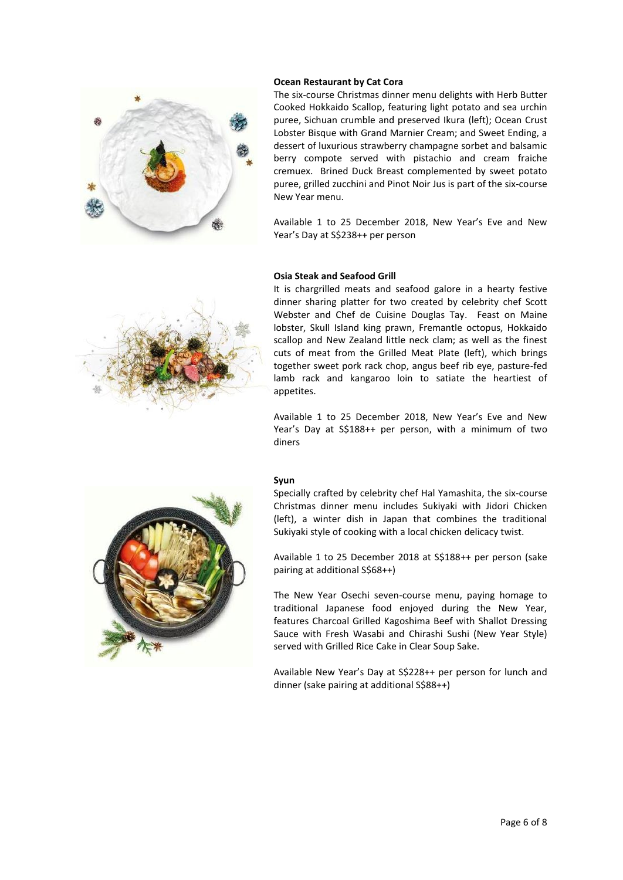**Ocean Restaurant by Cat Cora**

The six-course Christmas dinner menu delights with Herb Butter Cooked Hokkaido Scallop, featuring light potato and sea urchin puree, Sichuan crumble and preserved Ikura (left); Ocean Crust Lobster Bisque with Grand Marnier Cream; and Sweet Ending, a dessert of luxurious strawberry champagne sorbet and balsamic berry compote served with pistachio and cream fraiche cremuex. Brined Duck Breast complemented by sweet potato puree, grilled zucchini and Pinot Noir Jus is part of the six-course New Year menu.

Available 1 to 25 December 2018, New Year's Eve and New Year's Day at S$238++ per person

**Osia Steak and Seafood Grill**

It is chargrilled meats and seafood galore in a hearty festive dinner sharing platter for two created by celebrity chef Scott Webster and Chef de Cuisine Douglas Tay. Feast on Maine lobster, Skull Island king prawn, Fremantle octopus, Hokkaido scallop and New Zealand little neck clam; as well as the finest cuts of meat from the Grilled Meat Plate (left), which brings together sweet pork rack chop, angus beef rib eye, pasture-fed lamb rack and kangaroo loin to satiate the heartiest of appetites.

Available 1 to 25 December 2018, New Year's Eve and New Year's Day at S$188++ per person, with a minimum of two diners

**Syun**

Specially crafted by celebrity chef Hal Yamashita, the six-course Christmas dinner menu includes Sukiyaki with Jidori Chicken (left), a winter dish in Japan that combines the traditional Sukiyaki style of cooking with a local chicken delicacy twist.

Available 1 to 25 December 2018 at S$188++ per person (sake pairing at additional S$68++)

The New Year Osechi seven-course menu, paying homage to traditional Japanese food enjoyed during the New Year, features Charcoal Grilled Kagoshima Beef with Shallot Dressing Sauce with Fresh Wasabi and Chirashi Sushi (New Year Style) served with Grilled Rice Cake in Clear Soup Sake.

Available New Year's Day at S$228++ per person for lunch and dinner (sake pairing at additional S$88++)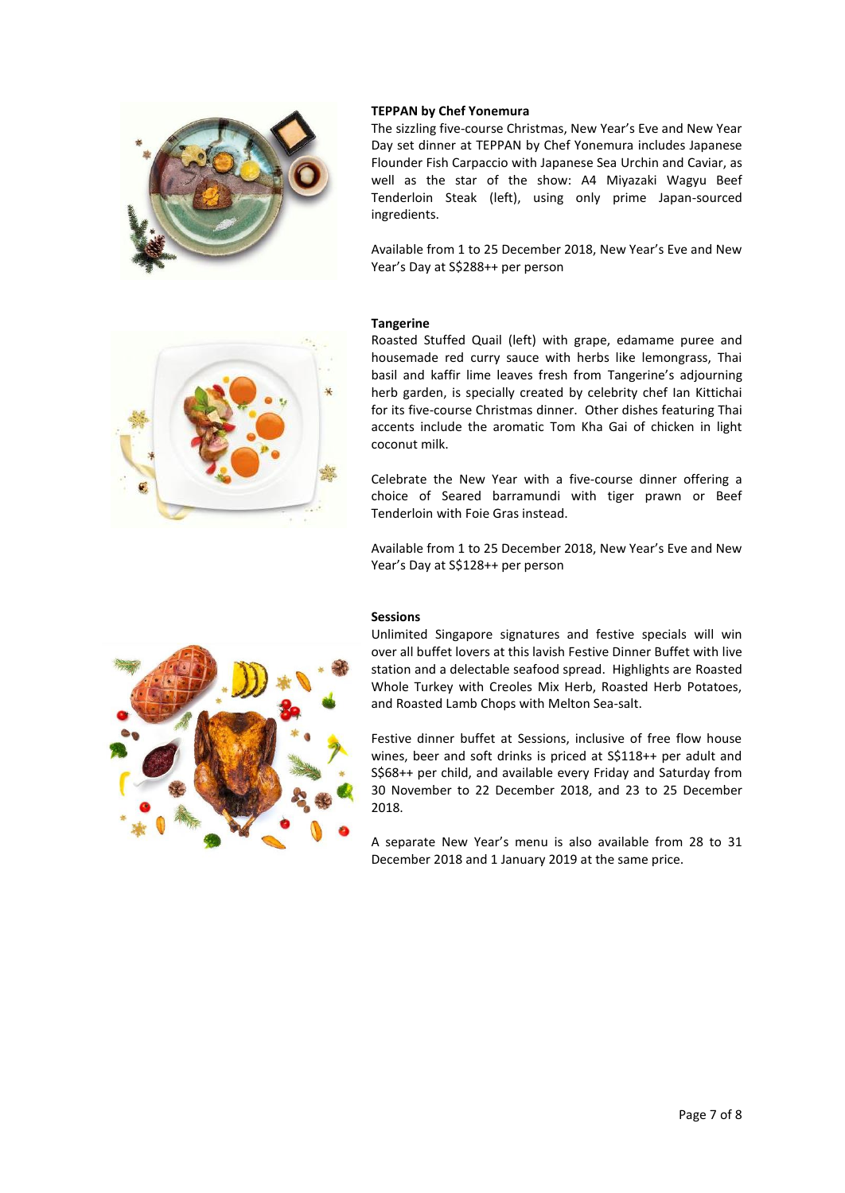**TEPPAN by Chef Yonemura**

The sizzling five-course Christmas, New Year's Eve and New Year Day set dinner at TEPPAN by Chef Yonemura includes Japanese Flounder Fish Carpaccio with Japanese Sea Urchin and Caviar, as well as the star of the show: A4 Miyazaki Wagyu Beef Tenderloin Steak (left), using only prime Japan-sourced ingredients.

Available from 1 to 25 December 2018, New Year's Eve and New Year's Day at S$288++ per person

**Tangerine**

Roasted Stuffed Quail (left) with grape, edamame puree and housemade red curry sauce with herbs like lemongrass, Thai basil and kaffir lime leaves fresh from Tangerine's adjourning herb garden, is specially created by celebrity chef Ian Kittichai for its five-course Christmas dinner. Other dishes featuring Thai accents include the aromatic Tom Kha Gai of chicken in light coconut milk.

Celebrate the New Year with a five-course dinner offering a choice of Seared barramundi with tiger prawn or Beef Tenderloin with Foie Gras instead.

Available from 1 to 25 December 2018, New Year's Eve and New Year's Day at S$128++ per person

**Sessions**

Unlimited Singapore signatures and festive specials will win over all buffet lovers at this lavish Festive Dinner Buffet with live station and a delectable seafood spread. Highlights are Roasted Whole Turkey with Creoles Mix Herb, Roasted Herb Potatoes, and Roasted Lamb Chops with Melton Sea-salt.

Festive dinner buffet at Sessions, inclusive of free flow house wines, beer and soft drinks is priced at S$118++ per adult and S$68++ per child, and available every Friday and Saturday from 30 November to 22 December 2018, and 23 to 25 December 2018.

A separate New Year's menu is also available from 28 to 31 December 2018 and 1 January 2019 at the same price.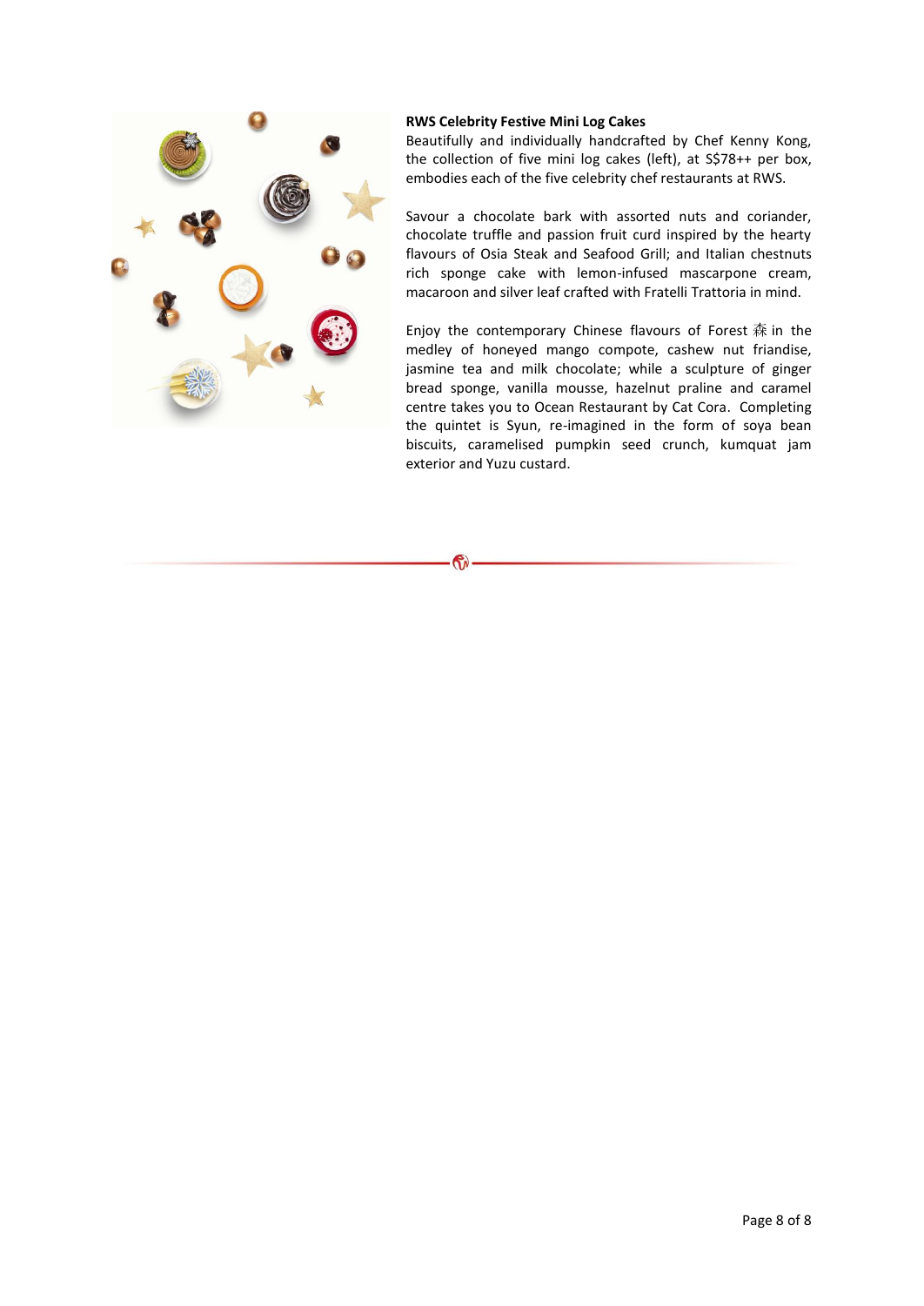**RWS Celebrity Festive Mini Log Cakes**

Beautifully and individually handcrafted by Chef Kenny Kong, the collection of five mini log cakes (left), at S$78++ per box, embodies each of the five celebrity chef restaurants at RWS.

Savour a chocolate bark with assorted nuts and coriander, chocolate truffle and passion fruit curd inspired by the hearty flavours of Osia Steak and Seafood Grill; and Italian chestnuts rich sponge cake with lemon-infused mascarpone cream, macaroon and silver leaf crafted with Fratelli Trattoria in mind.

Enjoy the contemporary Chinese flavours of Forest 森 in the medley of honeyed mango compote, cashew nut friandise, jasmine tea and milk chocolate; while a sculpture of ginger bread sponge, vanilla mousse, hazelnut praline and caramel centre takes you to Ocean Restaurant by Cat Cora. Completing the quintet is Syun, re-imagined in the form of soya bean biscuits, caramelised pumpkin seed crunch, kumquat jam exterior and Yuzu custard.